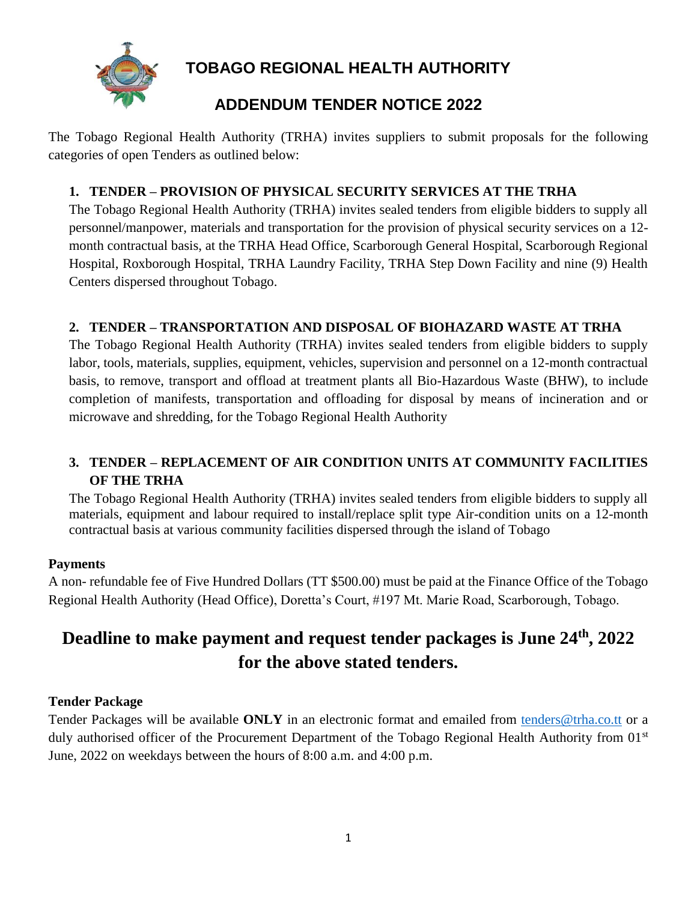# TOBAGO REGIONAL HEALTH AUTHORITY

## ADDENDUM TENDER NOTICE 2022

The Tobago Regional Health Authority (TRHA) invites suppliers to submit proposals for the following categories of open Tenders as outlined below:

1. **TENDER – PROVISION OF PHYSICAL SECURITY SERVICES AT THE TRHA**
   The Tobago Regional Health Authority (TRHA) invites sealed tenders from eligible bidders to supply all personnel/manpower, materials and transportation for the provision of physical security services on a 12-month contractual basis, at the TRHA Head Office, Scarborough General Hospital, Scarborough Regional Hospital, Roxborough Hospital, TRHA Laundry Facility, TRHA Step Down Facility and nine (9) Health Centers dispersed throughout Tobago.

2. **TENDER – TRANSPORTATION AND DISPOSAL OF BIOHAZARD WASTE AT TRHA**
   The Tobago Regional Health Authority (TRHA) invites sealed tenders from eligible bidders to supply labor, tools, materials, supplies, equipment, vehicles, supervision and personnel on a 12-month contractual basis, to remove, transport and offload at treatment plants all Bio-Hazardous Waste (BHW), to include completion of manifests, transportation and offloading for disposal by means of incineration and or microwave and shredding, for the Tobago Regional Health Authority

3. **TENDER – REPLACEMENT OF AIR CONDITION UNITS AT COMMUNITY FACILITIES OF THE TRHA**
   The Tobago Regional Health Authority (TRHA) invites sealed tenders from eligible bidders to supply all materials, equipment and labour required to install/replace split type Air-condition units on a 12-month contractual basis at various community facilities dispersed through the island of Tobago

**Payments**

A non- refundable fee of Five Hundred Dollars (TT $500.00) must be paid at the Finance Office of the Tobago Regional Health Authority (Head Office), Doretta's Court, #197 Mt. Marie Road, Scarborough, Tobago.

# Deadline to make payment and request tender packages is June 24th, 2022 for the above stated tenders.

**Tender Package**

Tender Packages will be available **ONLY** in an electronic format and emailed from tenders@trha.co.tt or a duly authorised officer of the Procurement Department of the Tobago Regional Health Authority from 01st June, 2022 on weekdays between the hours of 8:00 a.m. and 4:00 p.m.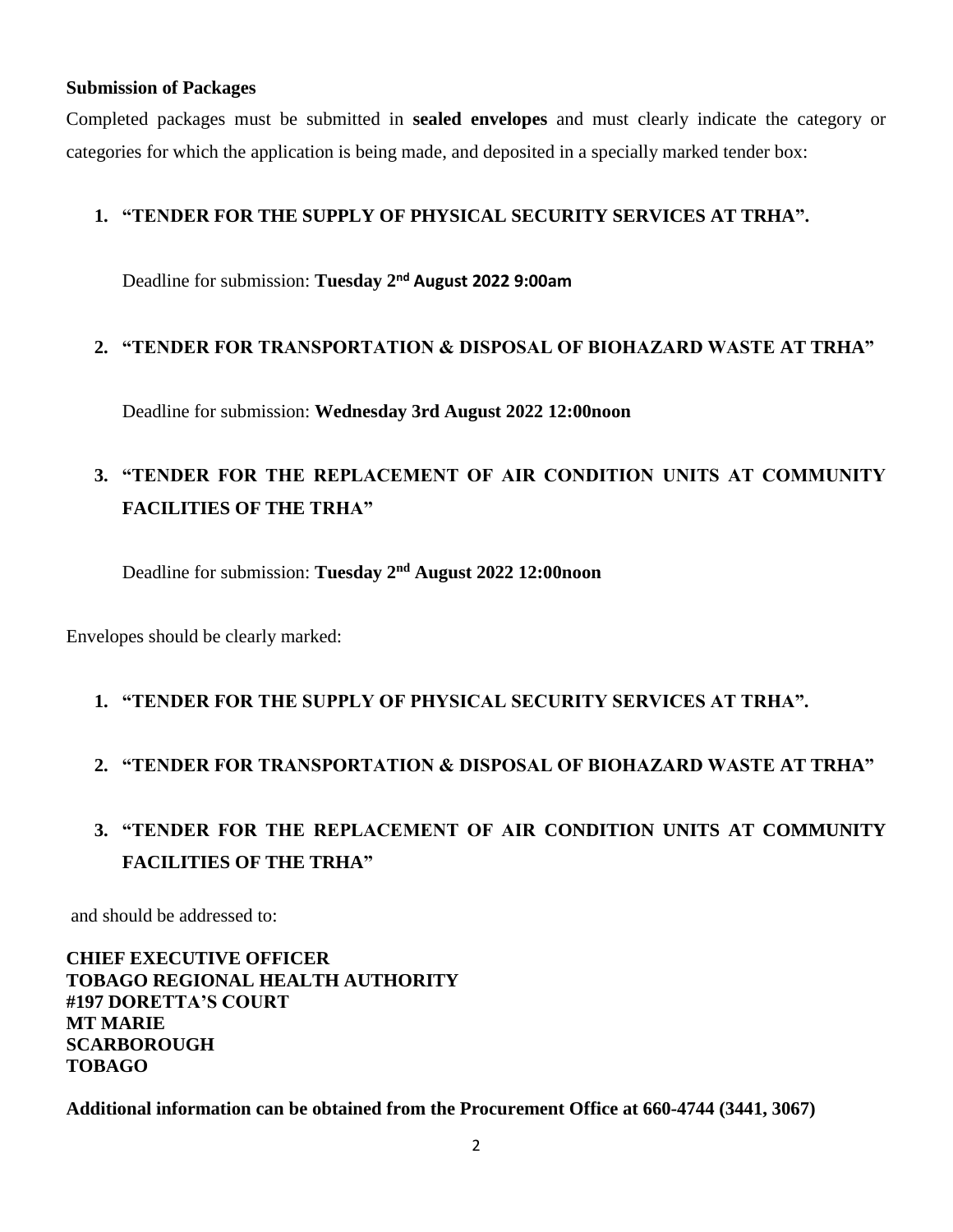**Submission of Packages**

Completed packages must be submitted in **sealed envelopes** and must clearly indicate the category or categories for which the application is being made, and deposited in a specially marked tender box:

1. **"TENDER FOR THE SUPPLY OF PHYSICAL SECURITY SERVICES AT TRHA".**

   Deadline for submission: **Tuesday 2nd August 2022 9:00am**

2. **"TENDER FOR TRANSPORTATION & DISPOSAL OF BIOHAZARD WASTE AT TRHA"**

   Deadline for submission: **Wednesday 3rd August 2022 12:00noon**

3. **"TENDER FOR THE REPLACEMENT OF AIR CONDITION UNITS AT COMMUNITY FACILITIES OF THE TRHA"**

   Deadline for submission: **Tuesday 2nd August 2022 12:00noon**

Envelopes should be clearly marked:

1. **"TENDER FOR THE SUPPLY OF PHYSICAL SECURITY SERVICES AT TRHA".**
2. **"TENDER FOR TRANSPORTATION & DISPOSAL OF BIOHAZARD WASTE AT TRHA"**
3. **"TENDER FOR THE REPLACEMENT OF AIR CONDITION UNITS AT COMMUNITY FACILITIES OF THE TRHA"**

and should be addressed to:

**CHIEF EXECUTIVE OFFICER**
**TOBAGO REGIONAL HEALTH AUTHORITY**
**#197 DORETTA'S COURT**
**MT MARIE**
**SCARBOROUGH**
**TOBAGO**

**Additional information can be obtained from the Procurement Office at 660-4744 (3441, 3067)**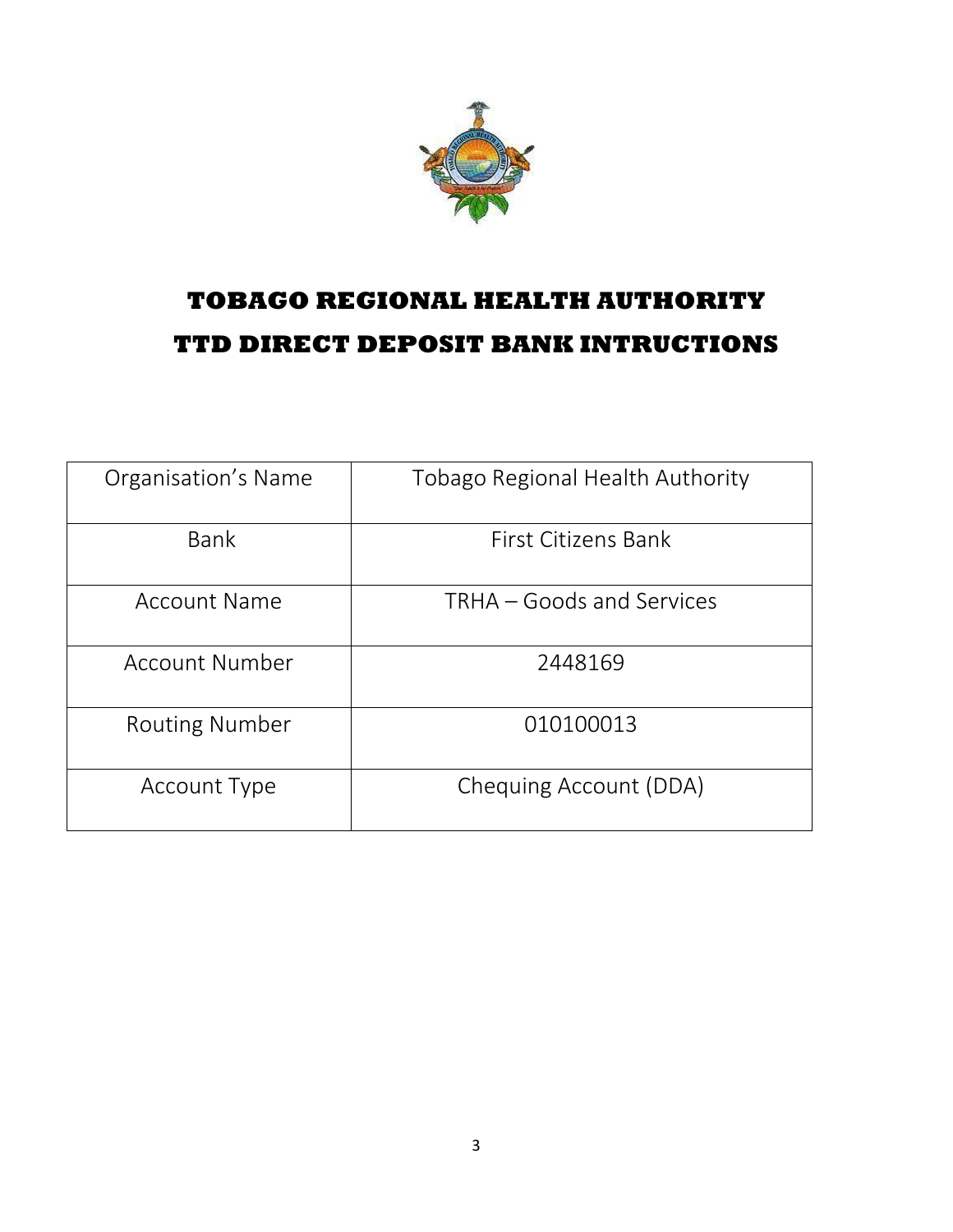# TOBAGO REGIONAL HEALTH AUTHORITY

# TTD DIRECT DEPOSIT BANK INTRUCTIONS

| | |
|---|---|
| Organisation's Name | Tobago Regional Health Authority |
| Bank | First Citizens Bank |
| Account Name | TRHA – Goods and Services |
| Account Number | 2448169 |
| Routing Number | 010100013 |
| Account Type | Chequing Account (DDA) |